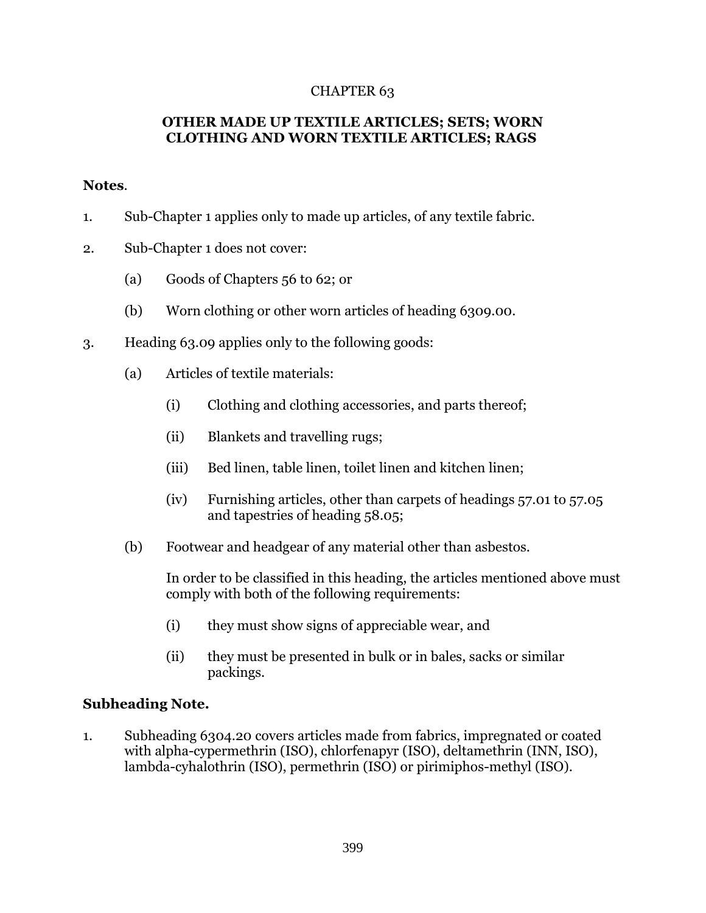# CHAPTER 63

## OTHER MADE UP TEXTILE ARTICLES; SETS; WORN CLOTHING AND WORN TEXTILE ARTICLES; RAGS

**Notes**.

1. Sub-Chapter 1 applies only to made up articles, of any textile fabric.

2. Sub-Chapter 1 does not cover:

   (a) Goods of Chapters 56 to 62; or

   (b) Worn clothing or other worn articles of heading 6309.00.

3. Heading 63.09 applies only to the following goods:

   (a) Articles of textile materials:

      (i) Clothing and clothing accessories, and parts thereof;

      (ii) Blankets and travelling rugs;

      (iii) Bed linen, table linen, toilet linen and kitchen linen;

      (iv) Furnishing articles, other than carpets of headings 57.01 to 57.05 and tapestries of heading 58.05;

   (b) Footwear and headgear of any material other than asbestos.

   In order to be classified in this heading, the articles mentioned above must comply with both of the following requirements:

      (i) they must show signs of appreciable wear, and

      (ii) they must be presented in bulk or in bales, sacks or similar packings.

**Subheading Note.**

1. Subheading 6304.20 covers articles made from fabrics, impregnated or coated with alpha-cypermethrin (ISO), chlorfenapyr (ISO), deltamethrin (INN, ISO), lambda-cyhalothrin (ISO), permethrin (ISO) or pirimiphos-methyl (ISO).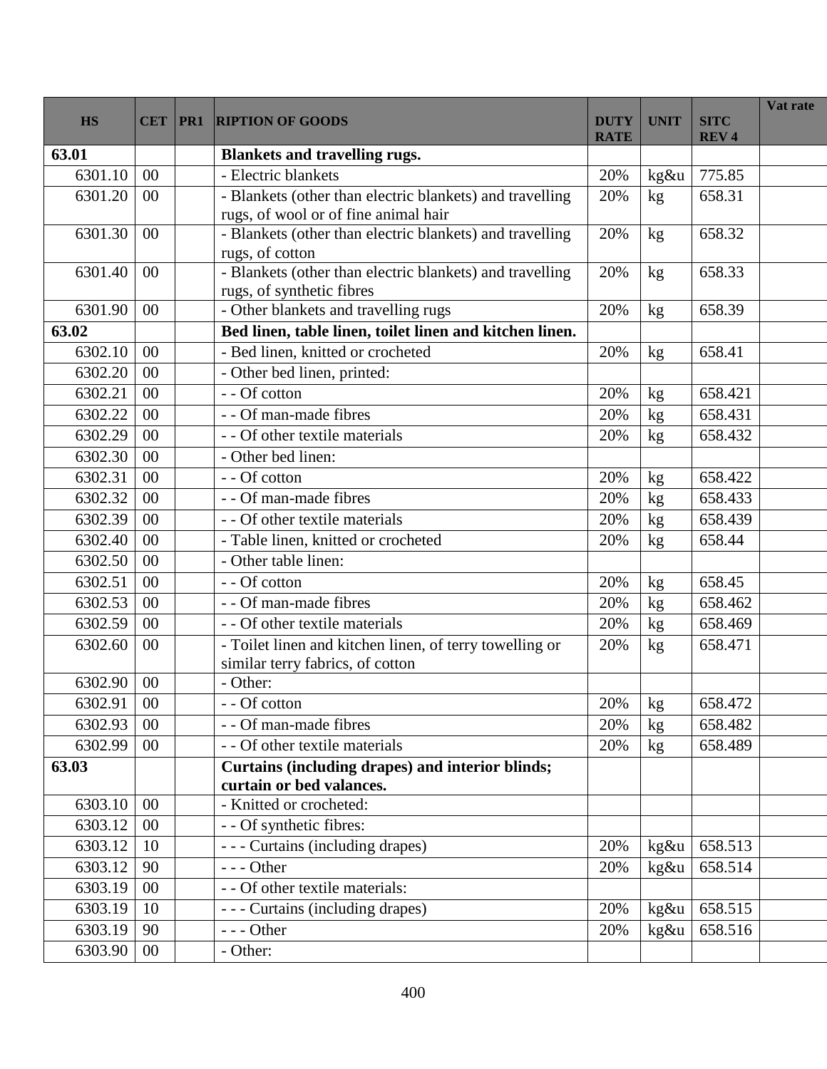| HS | CET | PR1 | RIPTION OF GOODS | DUTY RATE | UNIT | SITC REV 4 | Vat rate |
|---|---|---|---|---|---|---|---|
| **63.01** | | | **Blankets and travelling rugs.** | | | | |
| 6301.10 | 00 | | - Electric blankets | 20% | kg&u | 775.85 | |
| 6301.20 | 00 | | - Blankets (other than electric blankets) and travelling rugs, of wool or of fine animal hair | 20% | kg | 658.31 | |
| 6301.30 | 00 | | - Blankets (other than electric blankets) and travelling rugs, of cotton | 20% | kg | 658.32 | |
| 6301.40 | 00 | | - Blankets (other than electric blankets) and travelling rugs, of synthetic fibres | 20% | kg | 658.33 | |
| 6301.90 | 00 | | - Other blankets and travelling rugs | 20% | kg | 658.39 | |
| **63.02** | | | **Bed linen, table linen, toilet linen and kitchen linen.** | | | | |
| 6302.10 | 00 | | - Bed linen, knitted or crocheted | 20% | kg | 658.41 | |
| 6302.20 | 00 | | - Other bed linen, printed: | | | | |
| 6302.21 | 00 | | - - Of cotton | 20% | kg | 658.421 | |
| 6302.22 | 00 | | - - Of man-made fibres | 20% | kg | 658.431 | |
| 6302.29 | 00 | | - - Of other textile materials | 20% | kg | 658.432 | |
| 6302.30 | 00 | | - Other bed linen: | | | | |
| 6302.31 | 00 | | - - Of cotton | 20% | kg | 658.422 | |
| 6302.32 | 00 | | - - Of man-made fibres | 20% | kg | 658.433 | |
| 6302.39 | 00 | | - - Of other textile materials | 20% | kg | 658.439 | |
| 6302.40 | 00 | | - Table linen, knitted or crocheted | 20% | kg | 658.44 | |
| 6302.50 | 00 | | - Other table linen: | | | | |
| 6302.51 | 00 | | - - Of cotton | 20% | kg | 658.45 | |
| 6302.53 | 00 | | - - Of man-made fibres | 20% | kg | 658.462 | |
| 6302.59 | 00 | | - - Of other textile materials | 20% | kg | 658.469 | |
| 6302.60 | 00 | | - Toilet linen and kitchen linen, of terry towelling or similar terry fabrics, of cotton | 20% | kg | 658.471 | |
| 6302.90 | 00 | | - Other: | | | | |
| 6302.91 | 00 | | - - Of cotton | 20% | kg | 658.472 | |
| 6302.93 | 00 | | - - Of man-made fibres | 20% | kg | 658.482 | |
| 6302.99 | 00 | | - - Of other textile materials | 20% | kg | 658.489 | |
| **63.03** | | | **Curtains (including drapes) and interior blinds; curtain or bed valances.** | | | | |
| 6303.10 | 00 | | - Knitted or crocheted: | | | | |
| 6303.12 | 00 | | - - Of synthetic fibres: | | | | |
| 6303.12 | 10 | | - - - Curtains (including drapes) | 20% | kg&u | 658.513 | |
| 6303.12 | 90 | | - - - Other | 20% | kg&u | 658.514 | |
| 6303.19 | 00 | | - - Of other textile materials: | | | | |
| 6303.19 | 10 | | - - - Curtains (including drapes) | 20% | kg&u | 658.515 | |
| 6303.19 | 90 | | - - - Other | 20% | kg&u | 658.516 | |
| 6303.90 | 00 | | - Other: | | | | |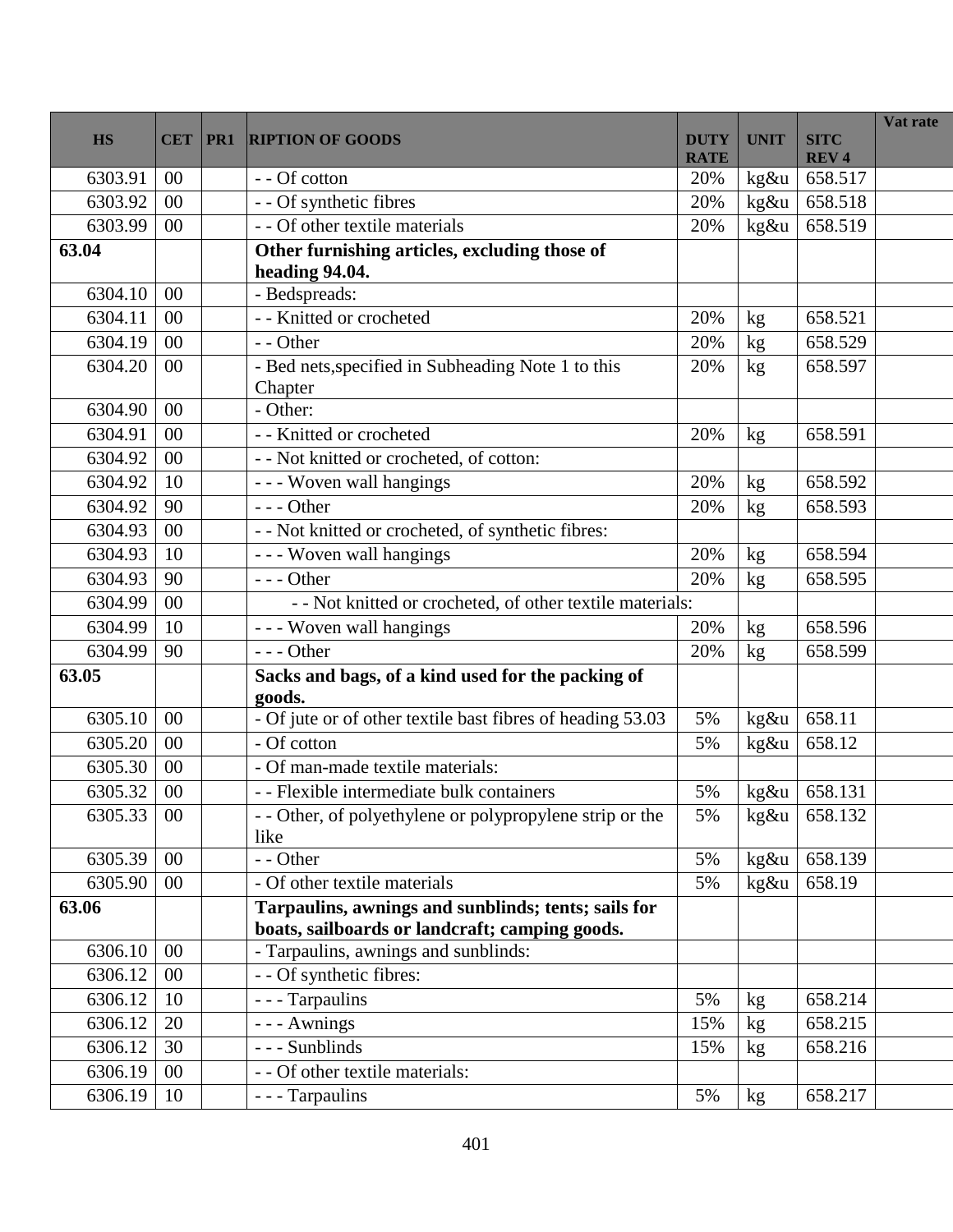| HS | CET | PR1 | RIPTION OF GOODS | DUTY RATE | UNIT | SITC REV 4 | Vat rate |
|---|---|---|---|---|---|---|---|
| 6303.91 | 00 | | - - Of cotton | 20% | kg&u | 658.517 | |
| 6303.92 | 00 | | - - Of synthetic fibres | 20% | kg&u | 658.518 | |
| 6303.99 | 00 | | - - Of other textile materials | 20% | kg&u | 658.519 | |
| **63.04** | | | **Other furnishing articles, excluding those of heading 94.04.** | | | | |
| 6304.10 | 00 | | - Bedspreads: | | | | |
| 6304.11 | 00 | | - - Knitted or crocheted | 20% | kg | 658.521 | |
| 6304.19 | 00 | | - - Other | 20% | kg | 658.529 | |
| 6304.20 | 00 | | - Bed nets,specified in Subheading Note 1 to this Chapter | 20% | kg | 658.597 | |
| 6304.90 | 00 | | - Other: | | | | |
| 6304.91 | 00 | | - - Knitted or crocheted | 20% | kg | 658.591 | |
| 6304.92 | 00 | | - - Not knitted or crocheted, of cotton: | | | | |
| 6304.92 | 10 | | - - - Woven wall hangings | 20% | kg | 658.592 | |
| 6304.92 | 90 | | - - - Other | 20% | kg | 658.593 | |
| 6304.93 | 00 | | - - Not knitted or crocheted, of synthetic fibres: | | | | |
| 6304.93 | 10 | | - - - Woven wall hangings | 20% | kg | 658.594 | |
| 6304.93 | 90 | | - - - Other | 20% | kg | 658.595 | |
| 6304.99 | 00 | | - - Not knitted or crocheted, of other textile materials: | | | | |
| 6304.99 | 10 | | - - - Woven wall hangings | 20% | kg | 658.596 | |
| 6304.99 | 90 | | - - - Other | 20% | kg | 658.599 | |
| **63.05** | | | **Sacks and bags, of a kind used for the packing of goods.** | | | | |
| 6305.10 | 00 | | - Of jute or of other textile bast fibres of heading 53.03 | 5% | kg&u | 658.11 | |
| 6305.20 | 00 | | - Of cotton | 5% | kg&u | 658.12 | |
| 6305.30 | 00 | | - Of man-made textile materials: | | | | |
| 6305.32 | 00 | | - - Flexible intermediate bulk containers | 5% | kg&u | 658.131 | |
| 6305.33 | 00 | | - - Other, of polyethylene or polypropylene strip or the like | 5% | kg&u | 658.132 | |
| 6305.39 | 00 | | - - Other | 5% | kg&u | 658.139 | |
| 6305.90 | 00 | | - Of other textile materials | 5% | kg&u | 658.19 | |
| **63.06** | | | **Tarpaulins, awnings and sunblinds; tents; sails for boats, sailboards or landcraft; camping goods.** | | | | |
| 6306.10 | 00 | | - Tarpaulins, awnings and sunblinds: | | | | |
| 6306.12 | 00 | | - - Of synthetic fibres: | | | | |
| 6306.12 | 10 | | - - - Tarpaulins | 5% | kg | 658.214 | |
| 6306.12 | 20 | | - - - Awnings | 15% | kg | 658.215 | |
| 6306.12 | 30 | | - - - Sunblinds | 15% | kg | 658.216 | |
| 6306.19 | 00 | | - - Of other textile materials: | | | | |
| 6306.19 | 10 | | - - - Tarpaulins | 5% | kg | 658.217 | |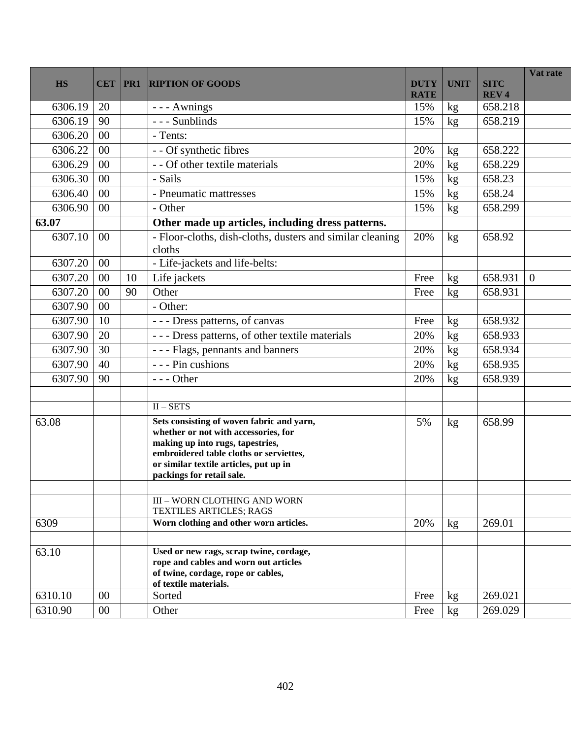| HS | CET | PR1 | RIPTION OF GOODS | DUTY RATE | UNIT | SITC REV 4 | Vat rate |
|---|---|---|---|---|---|---|---|
| 6306.19 | 20 | | - - - Awnings | 15% | kg | 658.218 | |
| 6306.19 | 90 | | - - - Sunblinds | 15% | kg | 658.219 | |
| 6306.20 | 00 | | - Tents: | | | | |
| 6306.22 | 00 | | - - Of synthetic fibres | 20% | kg | 658.222 | |
| 6306.29 | 00 | | - - Of other textile materials | 20% | kg | 658.229 | |
| 6306.30 | 00 | | - Sails | 15% | kg | 658.23 | |
| 6306.40 | 00 | | - Pneumatic mattresses | 15% | kg | 658.24 | |
| 6306.90 | 00 | | - Other | 15% | kg | 658.299 | |
| **63.07** | | | **Other made up articles, including dress patterns.** | | | | |
| 6307.10 | 00 | | - Floor-cloths, dish-cloths, dusters and similar cleaning cloths | 20% | kg | 658.92 | |
| 6307.20 | 00 | | - Life-jackets and life-belts: | | | | |
| 6307.20 | 00 | 10 | Life jackets | Free | kg | 658.931 | 0 |
| 6307.20 | 00 | 90 | Other | Free | kg | 658.931 | |
| 6307.90 | 00 | | - Other: | | | | |
| 6307.90 | 10 | | - - - Dress patterns, of canvas | Free | kg | 658.932 | |
| 6307.90 | 20 | | - - - Dress patterns, of other textile materials | 20% | kg | 658.933 | |
| 6307.90 | 30 | | - - - Flags, pennants and banners | 20% | kg | 658.934 | |
| 6307.90 | 40 | | - - - Pin cushions | 20% | kg | 658.935 | |
| 6307.90 | 90 | | - - - Other | 20% | kg | 658.939 | |
| | | | | | | | |
| | | | II – SETS | | | | |
| 63.08 | | | **Sets consisting of woven fabric and yarn, whether or not with accessories, for making up into rugs, tapestries, embroidered table cloths or serviettes, or similar textile articles, put up in packings for retail sale.** | 5% | kg | 658.99 | |
| | | | | | | | |
| | | | III – WORN CLOTHING AND WORN TEXTILES ARTICLES; RAGS | | | | |
| 6309 | | | **Worn clothing and other worn articles.** | 20% | kg | 269.01 | |
| | | | | | | | |
| 63.10 | | | **Used or new rags, scrap twine, cordage, rope and cables and worn out articles of twine, cordage, rope or cables, of textile materials.** | | | | |
| 6310.10 | 00 | | Sorted | Free | kg | 269.021 | |
| 6310.90 | 00 | | Other | Free | kg | 269.029 | |